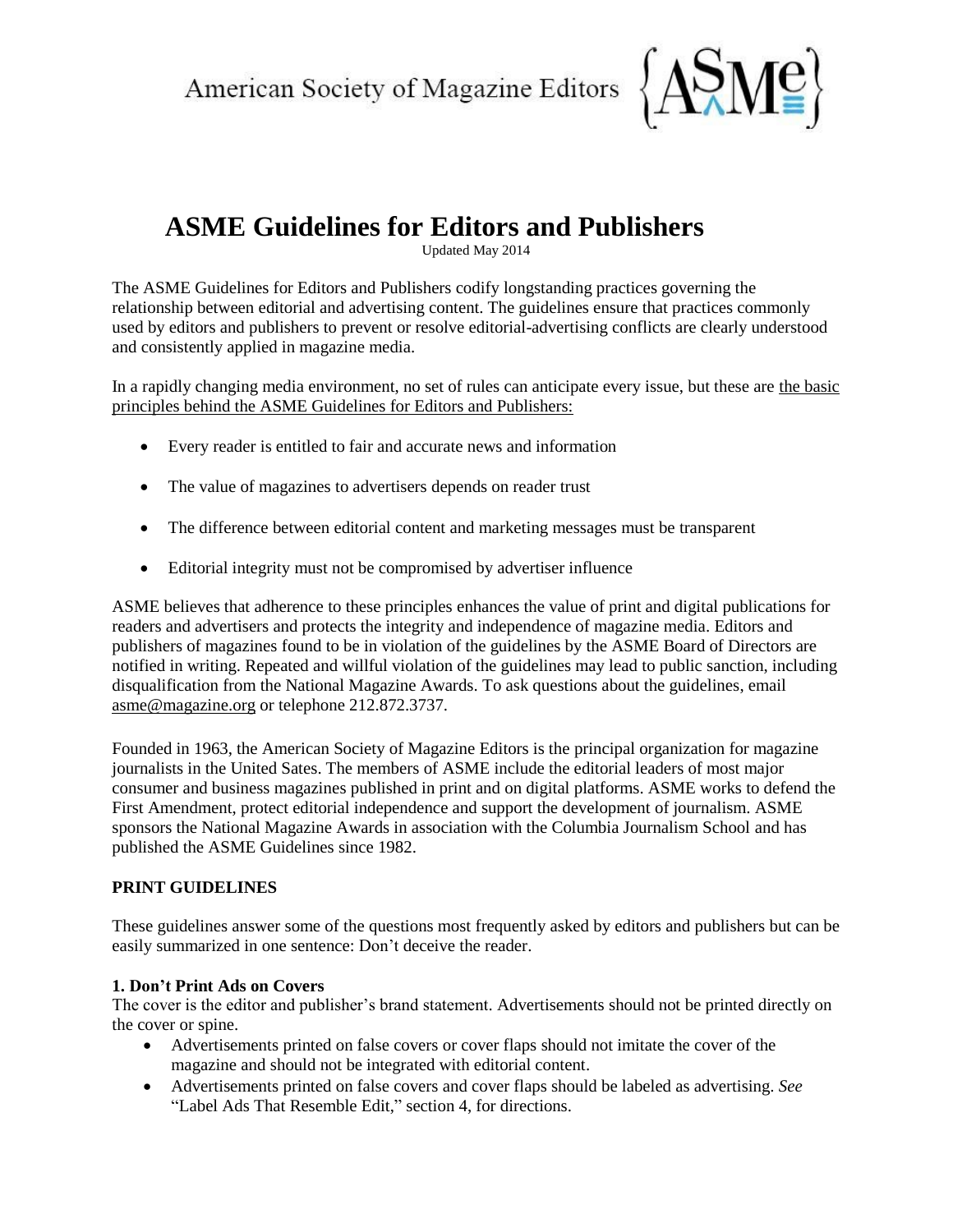American Society of Magazine Editors {ASMe}

# ASME Guidelines for Editors and Publishers

Updated May 2014

The ASME Guidelines for Editors and Publishers codify longstanding practices governing the relationship between editorial and advertising content. The guidelines ensure that practices commonly used by editors and publishers to prevent or resolve editorial-advertising conflicts are clearly understood and consistently applied in magazine media.

In a rapidly changing media environment, no set of rules can anticipate every issue, but these are the basic principles behind the ASME Guidelines for Editors and Publishers:

- Every reader is entitled to fair and accurate news and information
- The value of magazines to advertisers depends on reader trust
- The difference between editorial content and marketing messages must be transparent
- Editorial integrity must not be compromised by advertiser influence

ASME believes that adherence to these principles enhances the value of print and digital publications for readers and advertisers and protects the integrity and independence of magazine media. Editors and publishers of magazines found to be in violation of the guidelines by the ASME Board of Directors are notified in writing. Repeated and willful violation of the guidelines may lead to public sanction, including disqualification from the National Magazine Awards. To ask questions about the guidelines, email asme@magazine.org or telephone 212.872.3737.

Founded in 1963, the American Society of Magazine Editors is the principal organization for magazine journalists in the United Sates. The members of ASME include the editorial leaders of most major consumer and business magazines published in print and on digital platforms. ASME works to defend the First Amendment, protect editorial independence and support the development of journalism. ASME sponsors the National Magazine Awards in association with the Columbia Journalism School and has published the ASME Guidelines since 1982.

## PRINT GUIDELINES

These guidelines answer some of the questions most frequently asked by editors and publishers but can be easily summarized in one sentence: Don't deceive the reader.

### 1. Don't Print Ads on Covers

The cover is the editor and publisher's brand statement. Advertisements should not be printed directly on the cover or spine.

- Advertisements printed on false covers or cover flaps should not imitate the cover of the magazine and should not be integrated with editorial content.
- Advertisements printed on false covers and cover flaps should be labeled as advertising. *See* "Label Ads That Resemble Edit," section 4, for directions.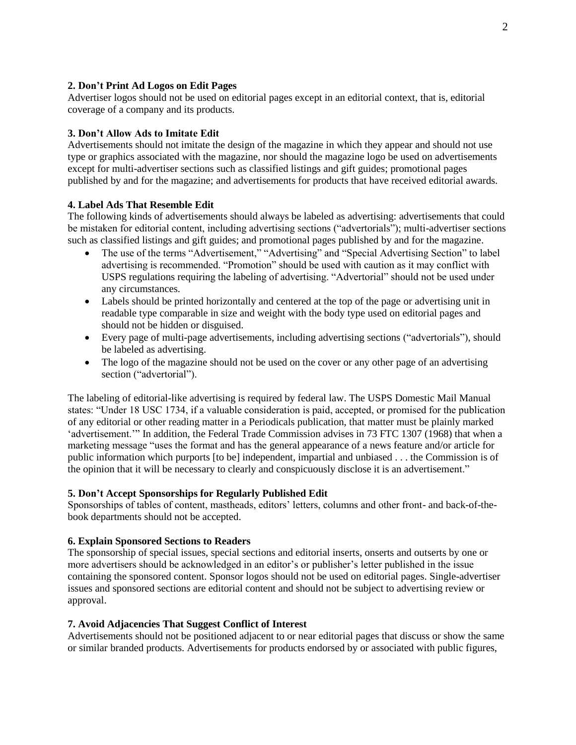**2. Don't Print Ad Logos on Edit Pages**

Advertiser logos should not be used on editorial pages except in an editorial context, that is, editorial coverage of a company and its products.

**3. Don't Allow Ads to Imitate Edit**

Advertisements should not imitate the design of the magazine in which they appear and should not use type or graphics associated with the magazine, nor should the magazine logo be used on advertisements except for multi-advertiser sections such as classified listings and gift guides; promotional pages published by and for the magazine; and advertisements for products that have received editorial awards.

**4. Label Ads That Resemble Edit**

The following kinds of advertisements should always be labeled as advertising: advertisements that could be mistaken for editorial content, including advertising sections ("advertorials"); multi-advertiser sections such as classified listings and gift guides; and promotional pages published by and for the magazine.

- The use of the terms "Advertisement," "Advertising" and "Special Advertising Section" to label advertising is recommended. "Promotion" should be used with caution as it may conflict with USPS regulations requiring the labeling of advertising. "Advertorial" should not be used under any circumstances.
- Labels should be printed horizontally and centered at the top of the page or advertising unit in readable type comparable in size and weight with the body type used on editorial pages and should not be hidden or disguised.
- Every page of multi-page advertisements, including advertising sections ("advertorials"), should be labeled as advertising.
- The logo of the magazine should not be used on the cover or any other page of an advertising section ("advertorial").

The labeling of editorial-like advertising is required by federal law. The USPS Domestic Mail Manual states: "Under 18 USC 1734, if a valuable consideration is paid, accepted, or promised for the publication of any editorial or other reading matter in a Periodicals publication, that matter must be plainly marked 'advertisement.'" In addition, the Federal Trade Commission advises in 73 FTC 1307 (1968) that when a marketing message "uses the format and has the general appearance of a news feature and/or article for public information which purports [to be] independent, impartial and unbiased . . . the Commission is of the opinion that it will be necessary to clearly and conspicuously disclose it is an advertisement."

**5. Don't Accept Sponsorships for Regularly Published Edit**

Sponsorships of tables of content, mastheads, editors' letters, columns and other front- and back-of-the-book departments should not be accepted.

**6. Explain Sponsored Sections to Readers**

The sponsorship of special issues, special sections and editorial inserts, onserts and outserts by one or more advertisers should be acknowledged in an editor's or publisher's letter published in the issue containing the sponsored content. Sponsor logos should not be used on editorial pages. Single-advertiser issues and sponsored sections are editorial content and should not be subject to advertising review or approval.

**7. Avoid Adjacencies That Suggest Conflict of Interest**

Advertisements should not be positioned adjacent to or near editorial pages that discuss or show the same or similar branded products. Advertisements for products endorsed by or associated with public figures,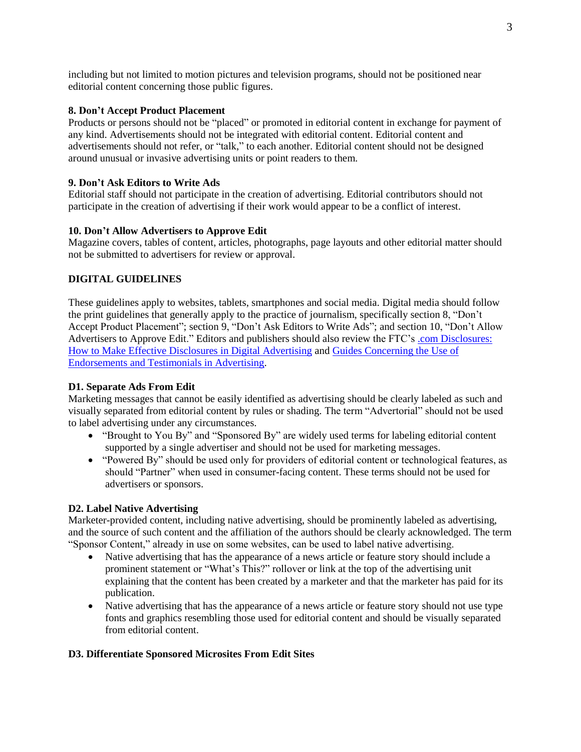including but not limited to motion pictures and television programs, should not be positioned near editorial content concerning those public figures.

**8. Don't Accept Product Placement**
Products or persons should not be "placed" or promoted in editorial content in exchange for payment of any kind. Advertisements should not be integrated with editorial content. Editorial content and advertisements should not refer, or "talk," to each another. Editorial content should not be designed around unusual or invasive advertising units or point readers to them.

**9. Don't Ask Editors to Write Ads**
Editorial staff should not participate in the creation of advertising. Editorial contributors should not participate in the creation of advertising if their work would appear to be a conflict of interest.

**10. Don't Allow Advertisers to Approve Edit**
Magazine covers, tables of content, articles, photographs, page layouts and other editorial matter should not be submitted to advertisers for review or approval.

## DIGITAL GUIDELINES

These guidelines apply to websites, tablets, smartphones and social media. Digital media should follow the print guidelines that generally apply to the practice of journalism, specifically section 8, "Don't Accept Product Placement"; section 9, "Don't Ask Editors to Write Ads"; and section 10, "Don't Allow Advertisers to Approve Edit." Editors and publishers should also review the FTC's .com Disclosures: How to Make Effective Disclosures in Digital Advertising and Guides Concerning the Use of Endorsements and Testimonials in Advertising.

**D1. Separate Ads From Edit**
Marketing messages that cannot be easily identified as advertising should be clearly labeled as such and visually separated from editorial content by rules or shading. The term "Advertorial" should not be used to label advertising under any circumstances.

- "Brought to You By" and "Sponsored By" are widely used terms for labeling editorial content supported by a single advertiser and should not be used for marketing messages.
- "Powered By" should be used only for providers of editorial content or technological features, as should "Partner" when used in consumer-facing content. These terms should not be used for advertisers or sponsors.

**D2. Label Native Advertising**
Marketer-provided content, including native advertising, should be prominently labeled as advertising, and the source of such content and the affiliation of the authors should be clearly acknowledged. The term "Sponsor Content," already in use on some websites, can be used to label native advertising.

- Native advertising that has the appearance of a news article or feature story should include a prominent statement or "What's This?" rollover or link at the top of the advertising unit explaining that the content has been created by a marketer and that the marketer has paid for its publication.
- Native advertising that has the appearance of a news article or feature story should not use type fonts and graphics resembling those used for editorial content and should be visually separated from editorial content.

**D3. Differentiate Sponsored Microsites From Edit Sites**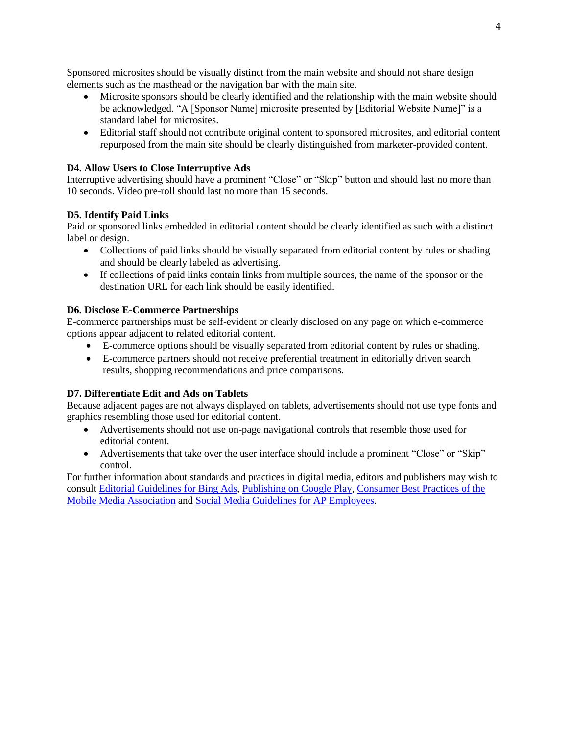Sponsored microsites should be visually distinct from the main website and should not share design elements such as the masthead or the navigation bar with the main site.

- Microsite sponsors should be clearly identified and the relationship with the main website should be acknowledged. "A [Sponsor Name] microsite presented by [Editorial Website Name]" is a standard label for microsites.
- Editorial staff should not contribute original content to sponsored microsites, and editorial content repurposed from the main site should be clearly distinguished from marketer-provided content.

**D4. Allow Users to Close Interruptive Ads**
Interruptive advertising should have a prominent "Close" or "Skip" button and should last no more than 10 seconds. Video pre-roll should last no more than 15 seconds.

**D5. Identify Paid Links**
Paid or sponsored links embedded in editorial content should be clearly identified as such with a distinct label or design.

- Collections of paid links should be visually separated from editorial content by rules or shading and should be clearly labeled as advertising.
- If collections of paid links contain links from multiple sources, the name of the sponsor or the destination URL for each link should be easily identified.

**D6. Disclose E-Commerce Partnerships**
E-commerce partnerships must be self-evident or clearly disclosed on any page on which e-commerce options appear adjacent to related editorial content.

- E-commerce options should be visually separated from editorial content by rules or shading.
- E-commerce partners should not receive preferential treatment in editorially driven search results, shopping recommendations and price comparisons.

**D7. Differentiate Edit and Ads on Tablets**
Because adjacent pages are not always displayed on tablets, advertisements should not use type fonts and graphics resembling those used for editorial content.

- Advertisements should not use on-page navigational controls that resemble those used for editorial content.
- Advertisements that take over the user interface should include a prominent "Close" or "Skip" control.

For further information about standards and practices in digital media, editors and publishers may wish to consult Editorial Guidelines for Bing Ads, Publishing on Google Play, Consumer Best Practices of the Mobile Media Association and Social Media Guidelines for AP Employees.